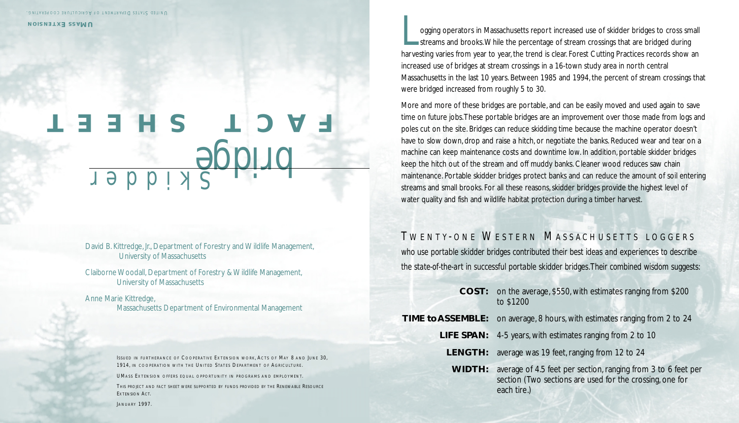UMass Extension

United States Department of Agriculture Cooperating.

# FACT SHEET

# Skidder bridge

David B. Kittredge, Jr., Department of Forestry and Wildlife Management, University of Massachusetts

Claiborne Woodall, Department of Forestry & Wildlife Management, University of Massachusetts

Anne Marie Kittredge, Massachusetts Department of Environmental Management

Issued in furtherance of Cooperative Extension work, Acts of May 8 and June 30, 1914, in cooperation with the United States Department of Agriculture.

UMass Extension offers equal opportunity in programs and employment.

This project and fact sheet were supported by funds provided by the Renewable Resource Extension Act.

January 1997.

Logging operators in Massachusetts report increased use of skidder bridges to cross small streams and brooks. While the percentage of stream crossings that are bridged during harvesting varies from year to year, the trend is clear. Forest Cutting Practices records show an increased use of bridges at stream crossings in a 16-town study area in north central Massachusetts in the last 10 years. Between 1985 and 1994, the percent of stream crossings that were bridged increased from roughly 5 to 30.

More and more of these bridges are portable, and can be easily moved and used again to save time on future jobs. These portable bridges are an improvement over those made from logs and poles cut on the site. Bridges can reduce skidding time because the machine operator doesn't have to slow down, drop and raise a hitch, or negotiate the banks. Reduced wear and tear on a machine can keep maintenance costs and downtime low. In addition, portable skidder bridges keep the hitch out of the stream and off muddy banks. Cleaner wood reduces saw chain maintenance. Portable skidder bridges protect banks and can reduce the amount of soil entering streams and small brooks. For all these reasons, skidder bridges provide the highest level of water quality and fish and wildlife habitat protection during a timber harvest.

## Twenty-one Western Massachusetts loggers

who use portable skidder bridges contributed their best ideas and experiences to describe the state-of-the-art in successful portable skidder bridges. Their combined wisdom suggests:

**COST:** on the average, $550, with estimates ranging from $200 to $1200

**TIME to ASSEMBLE:** on average, 8 hours, with estimates ranging from 2 to 24

**LIFE SPAN:** 4-5 years, with estimates ranging from 2 to 10

**LENGTH:** average was 19 feet, ranging from 12 to 24

**WIDTH:** average of 4.5 feet per section, ranging from 3 to 6 feet per section (Two sections are used for the crossing, one for each tire.)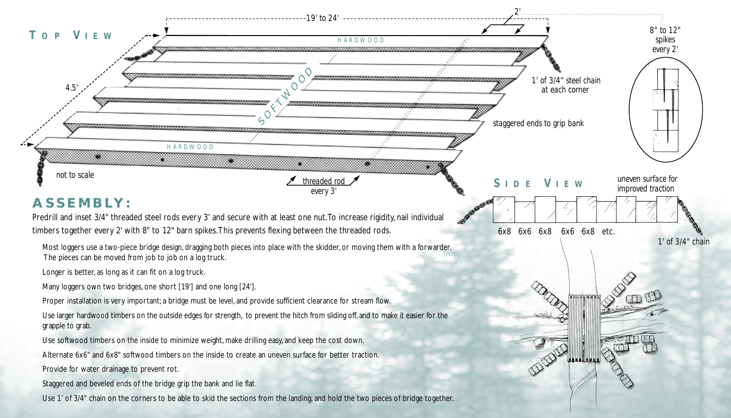## TOP VIEW

19' to 24'

2'

4.5'

HARDWOOD

SOFTWOOD

HARDWOOD

8" to 12" spikes every 2'

1' of 3/4" steel chain at each corner

staggered ends to grip bank

not to scale

threaded rod every 3'

## SIDE VIEW

uneven surface for improved traction

6x8 6x6 6x8 6x6 6x8 etc.

1' of 3/4" chain

## ASSEMBLY:

Predrill and inset 3/4" threaded steel rods every 3' and secure with at least one nut. To increase rigidity, nail individual timbers together every 2' with 8" to 12" barn spikes. This prevents flexing between the threaded rods.

Most loggers use a two-piece bridge design, dragging both pieces into place with the skidder, or moving them with a forwarder. The pieces can be moved from job to job on a log truck.

Longer is better, as long as it can fit on a log truck.

Many loggers own two bridges, one short [19'] and one long [24'].

Proper installation is very important; a bridge must be level, and provide sufficient clearance for stream flow.

Use larger hardwood timbers on the outside edges for strength, to prevent the hitch from sliding off, and to make it easier for the grapple to grab.

Use softwood timbers on the inside to minimize weight, make drilling easy, and keep the cost down.

Alternate 6x6" and 6x8" softwood timbers on the inside to create an uneven surface for better traction.

Provide for water drainage to prevent rot.

Staggered and beveled ends of the bridge grip the bank and lie flat.

Use 1' of 3/4" chain on the corners to be able to skid the sections from the landing, and hold the two pieces of bridge together.